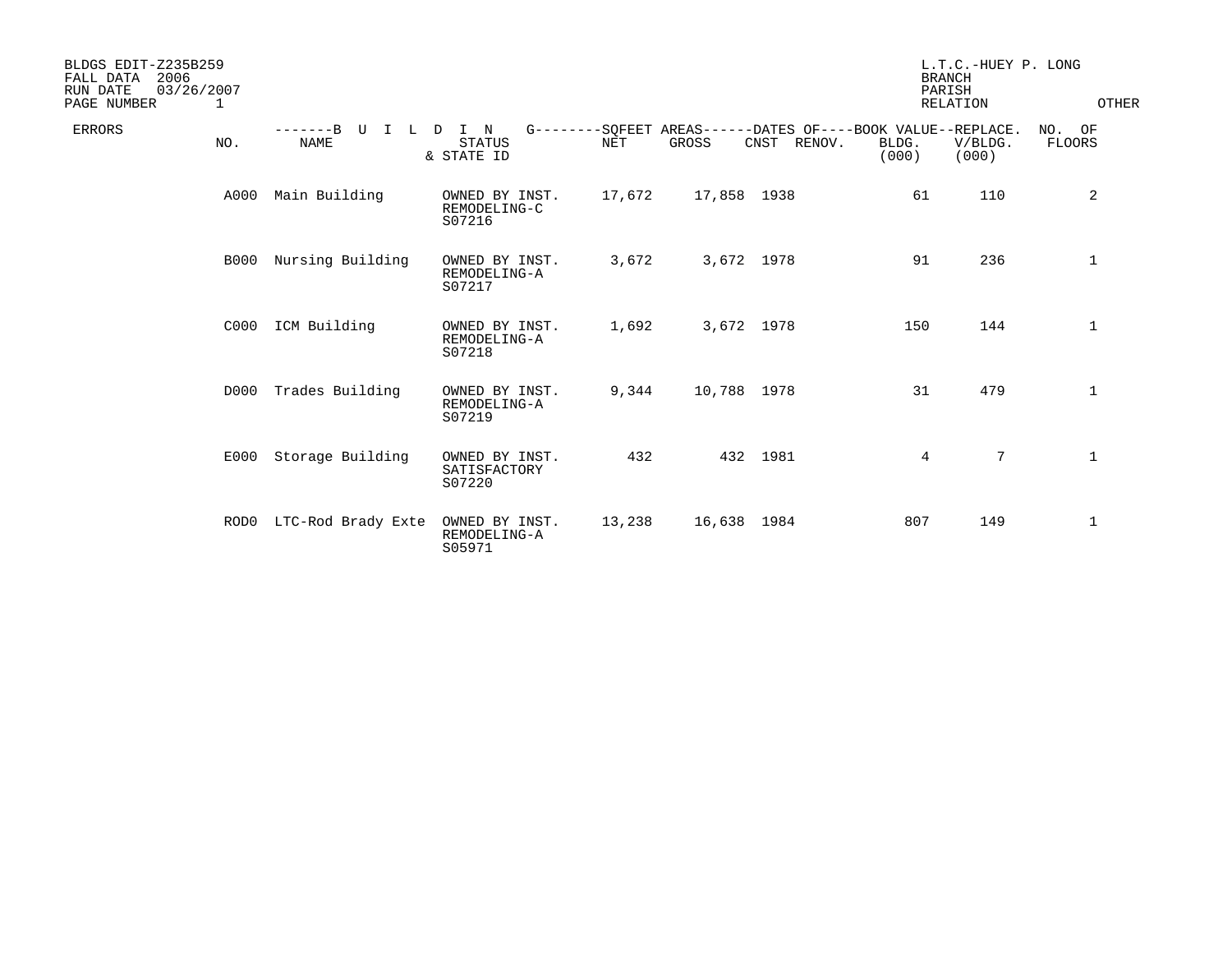BLDGS EDIT-Z235B259
FALL DATA 2006
RUN DATE 03/26/2007
PAGE NUMBER 1

L.T.C.-HUEY P. LONG
BRANCH
PARISH
RELATION
OTHER

| ERRORS | NO. | BUILDING NAME | STATUS & STATE ID | SQFEET AREAS NET | SQFEET AREAS GROSS | DATES OF CNST | DATES OF RENOV. | BOOK VALUE BLDG. (000) | REPLACE. V/BLDG. (000) | NO. OF FLOORS |
|---|---|---|---|---|---|---|---|---|---|---|
| | A000 | Main Building | OWNED BY INST. REMODELING-C S07216 | 17,672 | 17,858 | 1938 | | 61 | 110 | 2 |
| | B000 | Nursing Building | OWNED BY INST. REMODELING-A S07217 | 3,672 | 3,672 | 1978 | | 91 | 236 | 1 |
| | C000 | ICM Building | OWNED BY INST. REMODELING-A S07218 | 1,692 | 3,672 | 1978 | | 150 | 144 | 1 |
| | D000 | Trades Building | OWNED BY INST. REMODELING-A S07219 | 9,344 | 10,788 | 1978 | | 31 | 479 | 1 |
| | E000 | Storage Building | OWNED BY INST. SATISFACTORY S07220 | 432 | 432 | 1981 | | 4 | 7 | 1 |
| | ROD0 | LTC-Rod Brady Exte | OWNED BY INST. REMODELING-A S05971 | 13,238 | 16,638 | 1984 | | 807 | 149 | 1 |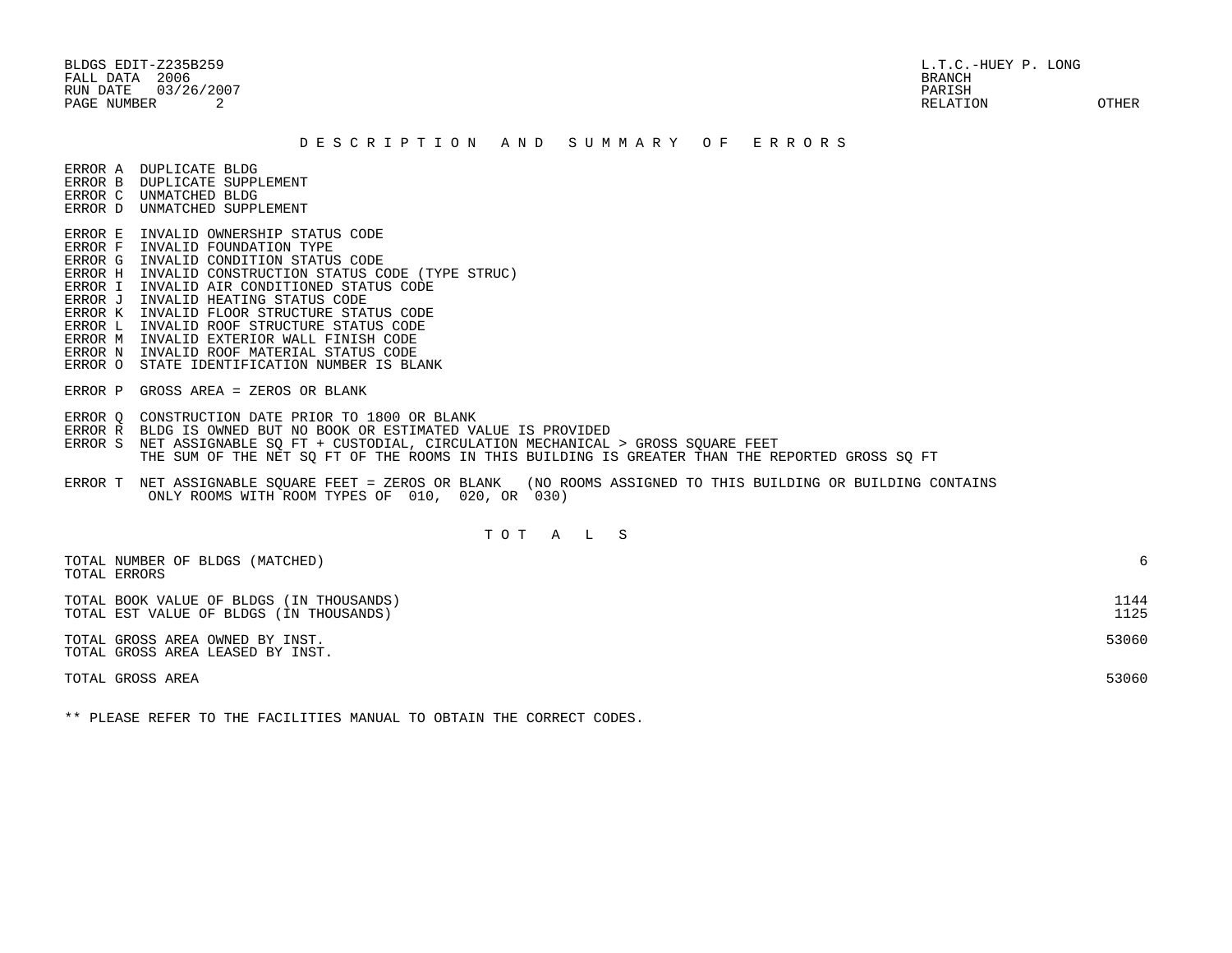BLDGS EDIT-Z235B259
FALL DATA 2006
RUN DATE 03/26/2007
PAGE NUMBER 2

L.T.C.-HUEY P. LONG
BRANCH
PARISH
RELATION OTHER

## D E S C R I P T I O N   A N D   S U M M A R Y   O F   E R R O R S

ERROR A  DUPLICATE BLDG
ERROR B  DUPLICATE SUPPLEMENT
ERROR C  UNMATCHED BLDG
ERROR D  UNMATCHED SUPPLEMENT

ERROR E  INVALID OWNERSHIP STATUS CODE
ERROR F  INVALID FOUNDATION TYPE
ERROR G  INVALID CONDITION STATUS CODE
ERROR H  INVALID CONSTRUCTION STATUS CODE (TYPE STRUC)
ERROR I  INVALID AIR CONDITIONED STATUS CODE
ERROR J  INVALID HEATING STATUS CODE
ERROR K  INVALID FLOOR STRUCTURE STATUS CODE
ERROR L  INVALID ROOF STRUCTURE STATUS CODE
ERROR M  INVALID EXTERIOR WALL FINISH CODE
ERROR N  INVALID ROOF MATERIAL STATUS CODE
ERROR O  STATE IDENTIFICATION NUMBER IS BLANK

ERROR P  GROSS AREA = ZEROS OR BLANK

ERROR Q  CONSTRUCTION DATE PRIOR TO 1800 OR BLANK
ERROR R  BLDG IS OWNED BUT NO BOOK OR ESTIMATED VALUE IS PROVIDED
ERROR S  NET ASSIGNABLE SQ FT + CUSTODIAL, CIRCULATION MECHANICAL > GROSS SQUARE FEET
THE SUM OF THE NET SQ FT OF THE ROOMS IN THIS BUILDING IS GREATER THAN THE REPORTED GROSS SQ FT

ERROR T  NET ASSIGNABLE SQUARE FEET = ZEROS OR BLANK   (NO ROOMS ASSIGNED TO THIS BUILDING OR BUILDING CONTAINS ONLY ROOMS WITH ROOM TYPES OF 010, 020, OR 030)

## T O T A L S

| | |
|---|---|
| TOTAL NUMBER OF BLDGS (MATCHED) | 6 |
| TOTAL ERRORS | |
| TOTAL BOOK VALUE OF BLDGS (IN THOUSANDS) | 1144 |
| TOTAL EST VALUE OF BLDGS (IN THOUSANDS) | 1125 |
| TOTAL GROSS AREA OWNED BY INST. | 53060 |
| TOTAL GROSS AREA LEASED BY INST. | |
| TOTAL GROSS AREA | 53060 |

** PLEASE REFER TO THE FACILITIES MANUAL TO OBTAIN THE CORRECT CODES.